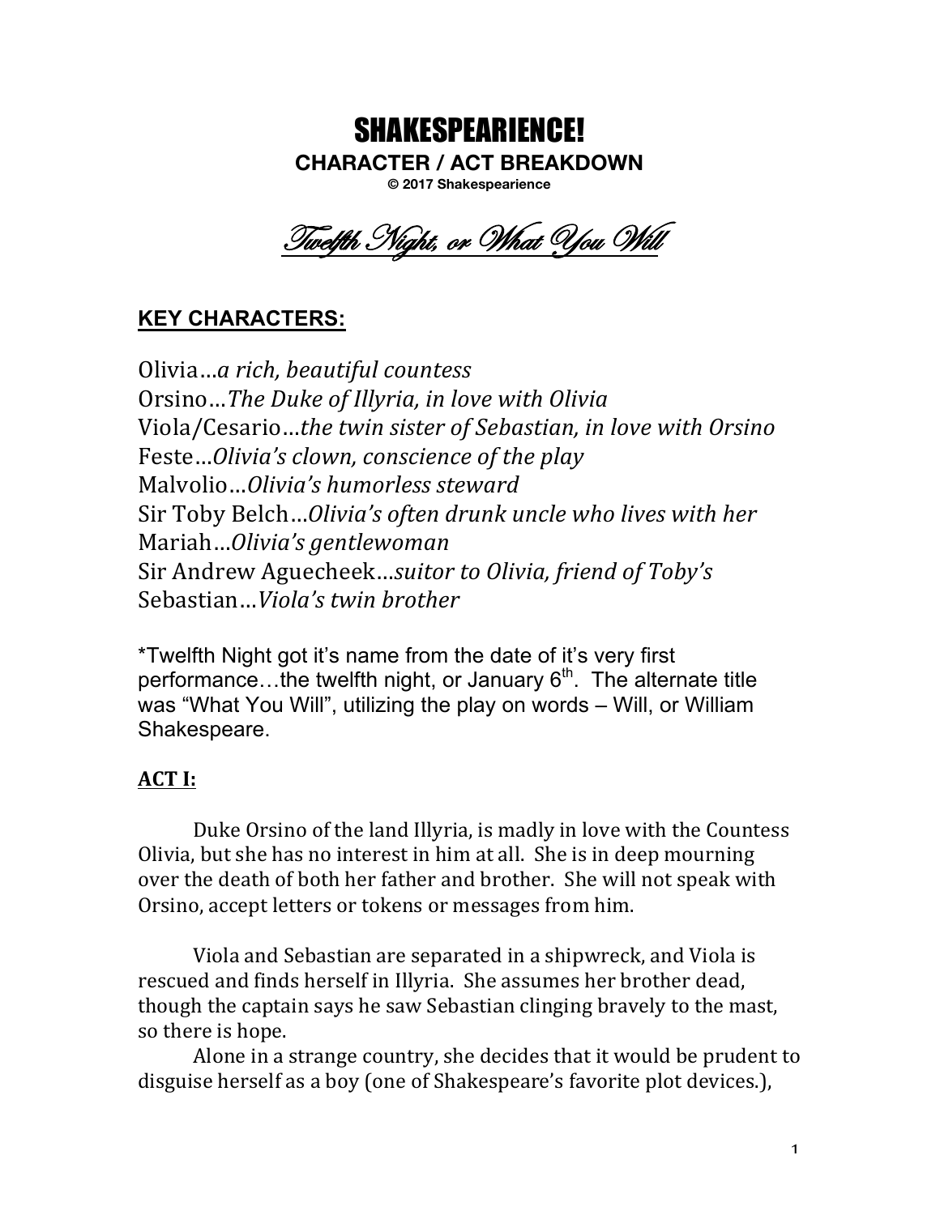# SHAKESPEARIENCE!

## CHARACTER / ACT BREAKDOWN

**© 2017 Shakespearience**

## *Twelfth Night, or What You Will*

### KEY CHARACTERS:

Olivia…*a rich, beautiful countess*
Orsino…*The Duke of Illyria, in love with Olivia*
Viola/Cesario…*the twin sister of Sebastian, in love with Orsino*
Feste…*Olivia's clown, conscience of the play*
Malvolio…*Olivia's humorless steward*
Sir Toby Belch…*Olivia's often drunk uncle who lives with her*
Mariah…*Olivia's gentlewoman*
Sir Andrew Aguecheek…*suitor to Olivia, friend of Toby's*
Sebastian…*Viola's twin brother*

*Twelfth Night got it's name from the date of it's very first performance…the twelfth night, or January 6th. The alternate title was "What You Will", utilizing the play on words – Will, or William Shakespeare.

### ACT I:

Duke Orsino of the land Illyria, is madly in love with the Countess Olivia, but she has no interest in him at all. She is in deep mourning over the death of both her father and brother. She will not speak with Orsino, accept letters or tokens or messages from him.

Viola and Sebastian are separated in a shipwreck, and Viola is rescued and finds herself in Illyria. She assumes her brother dead, though the captain says he saw Sebastian clinging bravely to the mast, so there is hope.

Alone in a strange country, she decides that it would be prudent to disguise herself as a boy (one of Shakespeare's favorite plot devices.),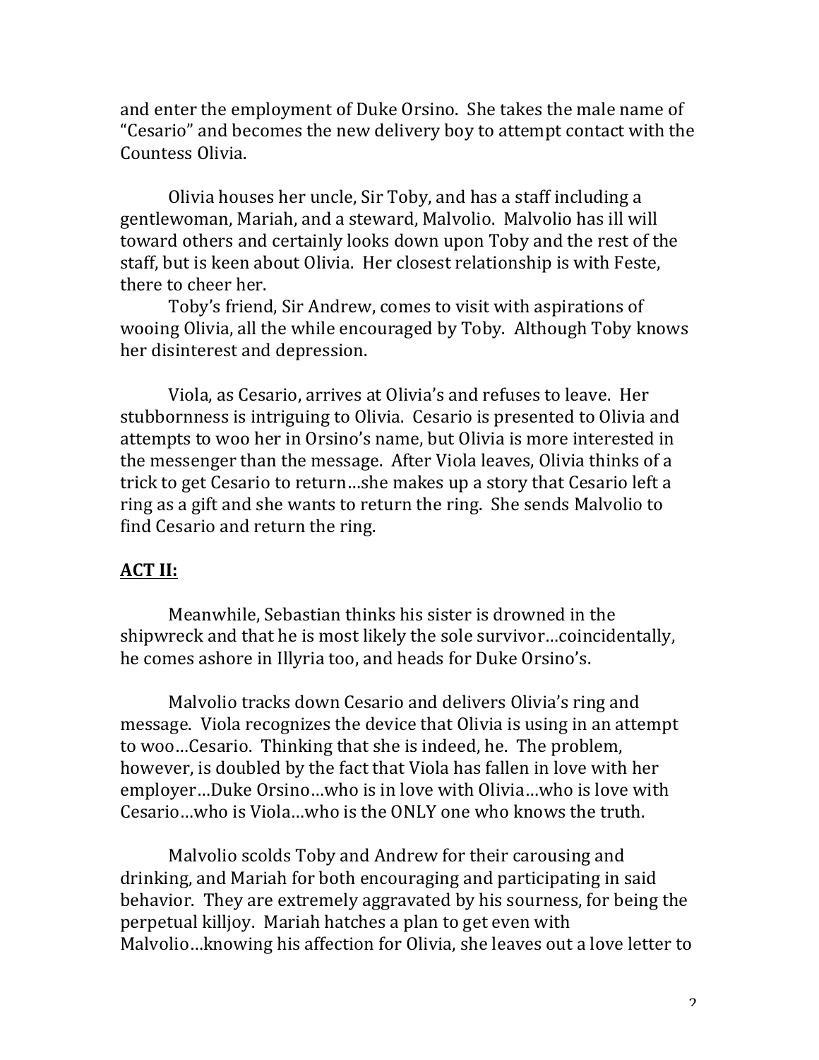and enter the employment of Duke Orsino. She takes the male name of "Cesario" and becomes the new delivery boy to attempt contact with the Countess Olivia.

Olivia houses her uncle, Sir Toby, and has a staff including a gentlewoman, Mariah, and a steward, Malvolio. Malvolio has ill will toward others and certainly looks down upon Toby and the rest of the staff, but is keen about Olivia. Her closest relationship is with Feste, there to cheer her.

Toby's friend, Sir Andrew, comes to visit with aspirations of wooing Olivia, all the while encouraged by Toby. Although Toby knows her disinterest and depression.

Viola, as Cesario, arrives at Olivia's and refuses to leave. Her stubbornness is intriguing to Olivia. Cesario is presented to Olivia and attempts to woo her in Orsino's name, but Olivia is more interested in the messenger than the message. After Viola leaves, Olivia thinks of a trick to get Cesario to return…she makes up a story that Cesario left a ring as a gift and she wants to return the ring. She sends Malvolio to find Cesario and return the ring.

## ACT II:

Meanwhile, Sebastian thinks his sister is drowned in the shipwreck and that he is most likely the sole survivor…coincidentally, he comes ashore in Illyria too, and heads for Duke Orsino's.

Malvolio tracks down Cesario and delivers Olivia's ring and message. Viola recognizes the device that Olivia is using in an attempt to woo…Cesario. Thinking that she is indeed, he. The problem, however, is doubled by the fact that Viola has fallen in love with her employer…Duke Orsino…who is in love with Olivia…who is love with Cesario…who is Viola…who is the ONLY one who knows the truth.

Malvolio scolds Toby and Andrew for their carousing and drinking, and Mariah for both encouraging and participating in said behavior. They are extremely aggravated by his sourness, for being the perpetual killjoy. Mariah hatches a plan to get even with Malvolio…knowing his affection for Olivia, she leaves out a love letter to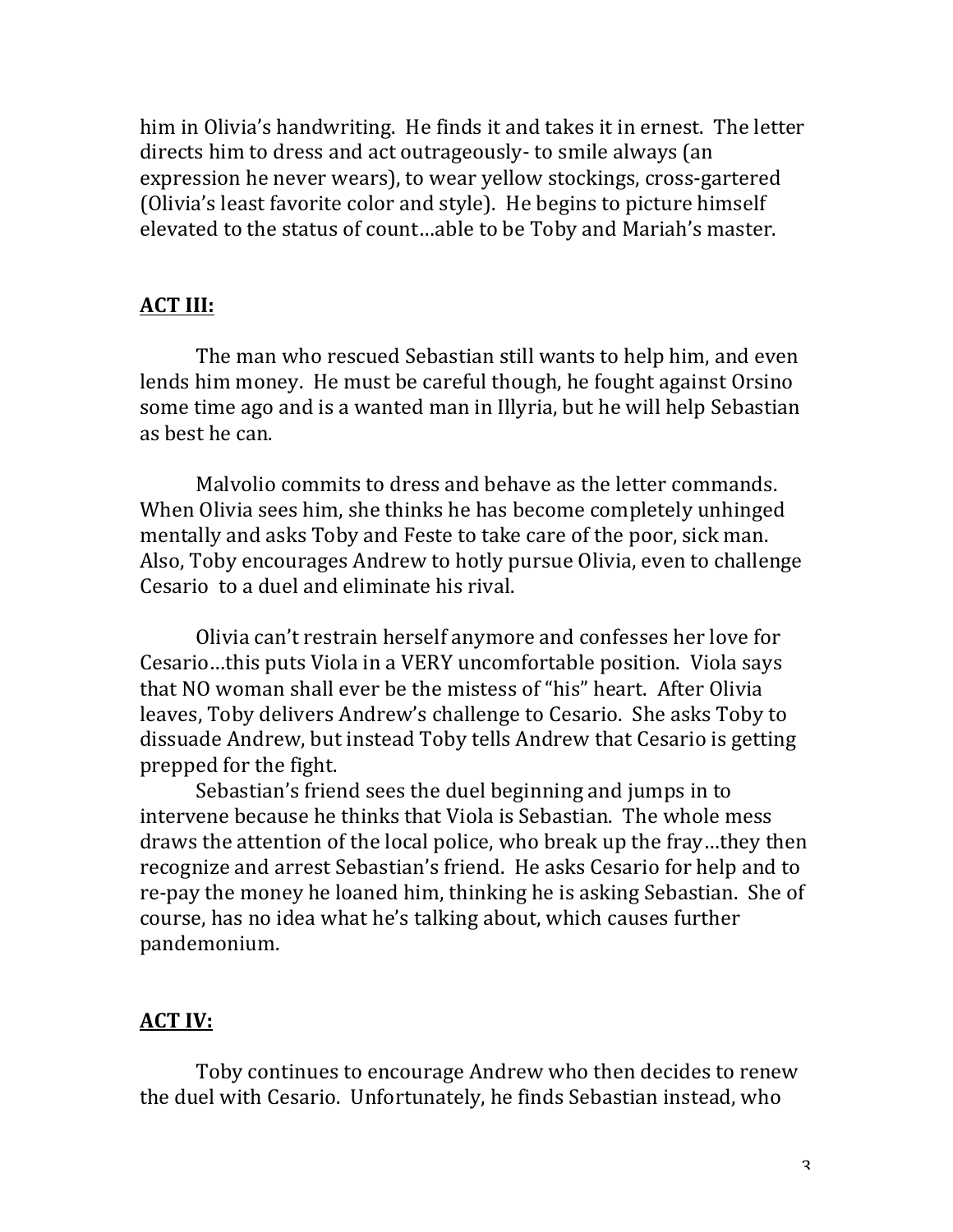him in Olivia's handwriting. He finds it and takes it in ernest. The letter directs him to dress and act outrageously- to smile always (an expression he never wears), to wear yellow stockings, cross-gartered (Olivia's least favorite color and style). He begins to picture himself elevated to the status of count…able to be Toby and Mariah's master.

## **ACT III:**

The man who rescued Sebastian still wants to help him, and even lends him money. He must be careful though, he fought against Orsino some time ago and is a wanted man in Illyria, but he will help Sebastian as best he can.

Malvolio commits to dress and behave as the letter commands. When Olivia sees him, she thinks he has become completely unhinged mentally and asks Toby and Feste to take care of the poor, sick man. Also, Toby encourages Andrew to hotly pursue Olivia, even to challenge Cesario to a duel and eliminate his rival.

Olivia can't restrain herself anymore and confesses her love for Cesario…this puts Viola in a VERY uncomfortable position. Viola says that NO woman shall ever be the mistess of "his" heart. After Olivia leaves, Toby delivers Andrew's challenge to Cesario. She asks Toby to dissuade Andrew, but instead Toby tells Andrew that Cesario is getting prepped for the fight.

Sebastian's friend sees the duel beginning and jumps in to intervene because he thinks that Viola is Sebastian. The whole mess draws the attention of the local police, who break up the fray…they then recognize and arrest Sebastian's friend. He asks Cesario for help and to re-pay the money he loaned him, thinking he is asking Sebastian. She of course, has no idea what he's talking about, which causes further pandemonium.

## **ACT IV:**

Toby continues to encourage Andrew who then decides to renew the duel with Cesario. Unfortunately, he finds Sebastian instead, who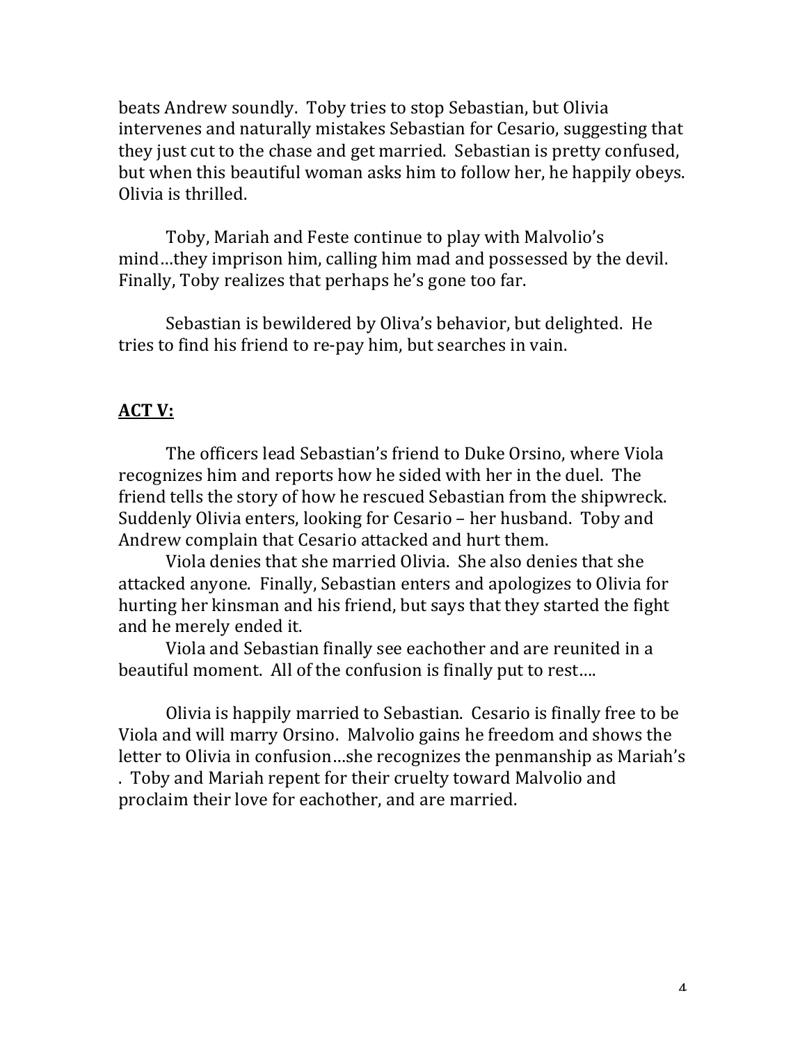beats Andrew soundly. Toby tries to stop Sebastian, but Olivia intervenes and naturally mistakes Sebastian for Cesario, suggesting that they just cut to the chase and get married. Sebastian is pretty confused, but when this beautiful woman asks him to follow her, he happily obeys. Olivia is thrilled.

Toby, Mariah and Feste continue to play with Malvolio's mind…they imprison him, calling him mad and possessed by the devil. Finally, Toby realizes that perhaps he's gone too far.

Sebastian is bewildered by Oliva's behavior, but delighted. He tries to find his friend to re-pay him, but searches in vain.

## **ACT V:**

The officers lead Sebastian's friend to Duke Orsino, where Viola recognizes him and reports how he sided with her in the duel. The friend tells the story of how he rescued Sebastian from the shipwreck. Suddenly Olivia enters, looking for Cesario – her husband. Toby and Andrew complain that Cesario attacked and hurt them.

Viola denies that she married Olivia. She also denies that she attacked anyone. Finally, Sebastian enters and apologizes to Olivia for hurting her kinsman and his friend, but says that they started the fight and he merely ended it.

Viola and Sebastian finally see eachother and are reunited in a beautiful moment. All of the confusion is finally put to rest….

Olivia is happily married to Sebastian. Cesario is finally free to be Viola and will marry Orsino. Malvolio gains he freedom and shows the letter to Olivia in confusion…she recognizes the penmanship as Mariah's . Toby and Mariah repent for their cruelty toward Malvolio and proclaim their love for eachother, and are married.